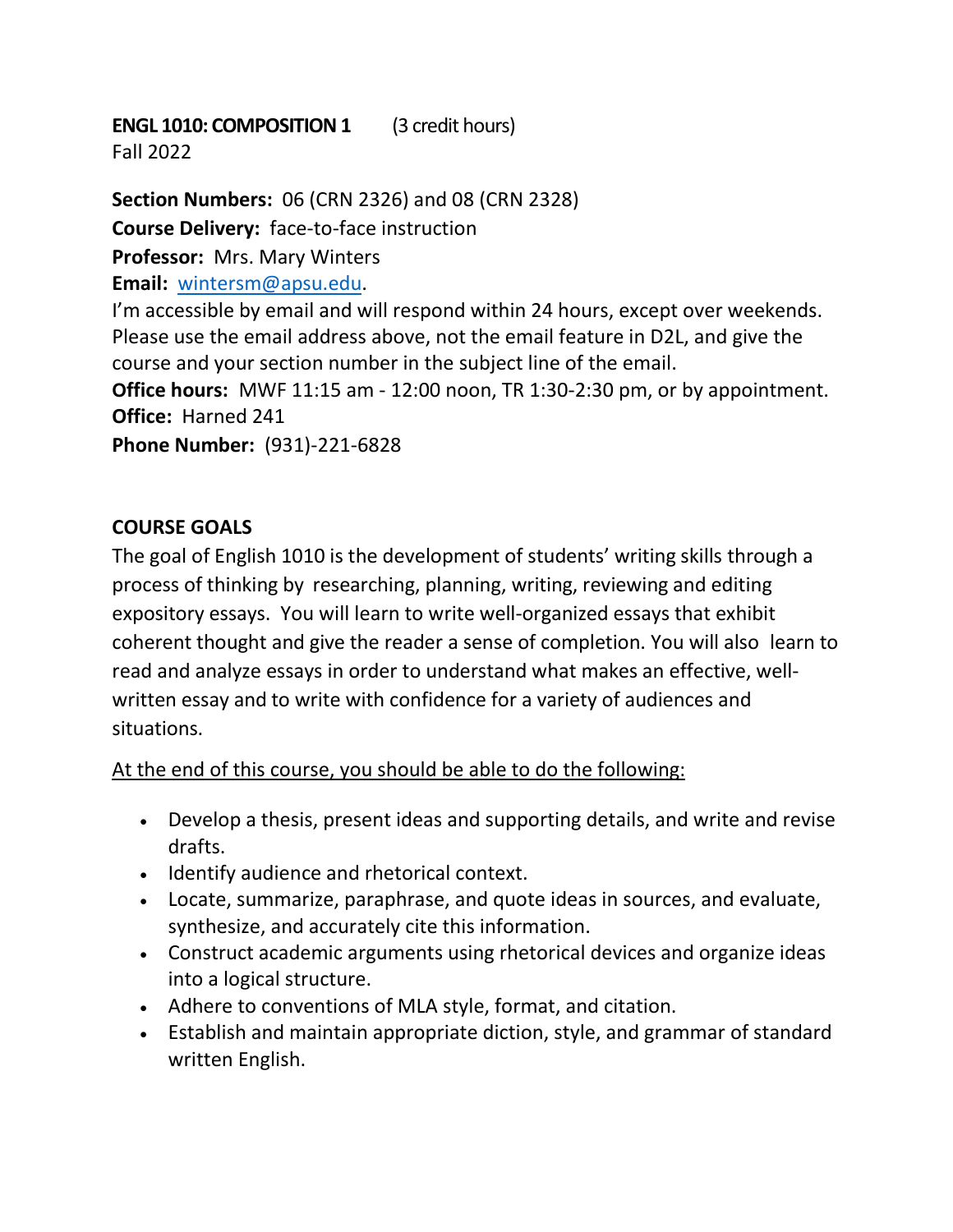**ENGL 1010: COMPOSITION 1** (3 credit hours)
Fall 2022

**Section Numbers:** 06 (CRN 2326) and 08 (CRN 2328)
**Course Delivery:** face-to-face instruction
**Professor:** Mrs. Mary Winters
**Email:** wintersm@apsu.edu.
I'm accessible by email and will respond within 24 hours, except over weekends. Please use the email address above, not the email feature in D2L, and give the course and your section number in the subject line of the email.
**Office hours:** MWF 11:15 am - 12:00 noon, TR 1:30-2:30 pm, or by appointment.
**Office:** Harned 241
**Phone Number:** (931)-221-6828

## COURSE GOALS

The goal of English 1010 is the development of students' writing skills through a process of thinking by researching, planning, writing, reviewing and editing expository essays. You will learn to write well-organized essays that exhibit coherent thought and give the reader a sense of completion. You will also learn to read and analyze essays in order to understand what makes an effective, well-written essay and to write with confidence for a variety of audiences and situations.

At the end of this course, you should be able to do the following:

- Develop a thesis, present ideas and supporting details, and write and revise drafts.
- Identify audience and rhetorical context.
- Locate, summarize, paraphrase, and quote ideas in sources, and evaluate, synthesize, and accurately cite this information.
- Construct academic arguments using rhetorical devices and organize ideas into a logical structure.
- Adhere to conventions of MLA style, format, and citation.
- Establish and maintain appropriate diction, style, and grammar of standard written English.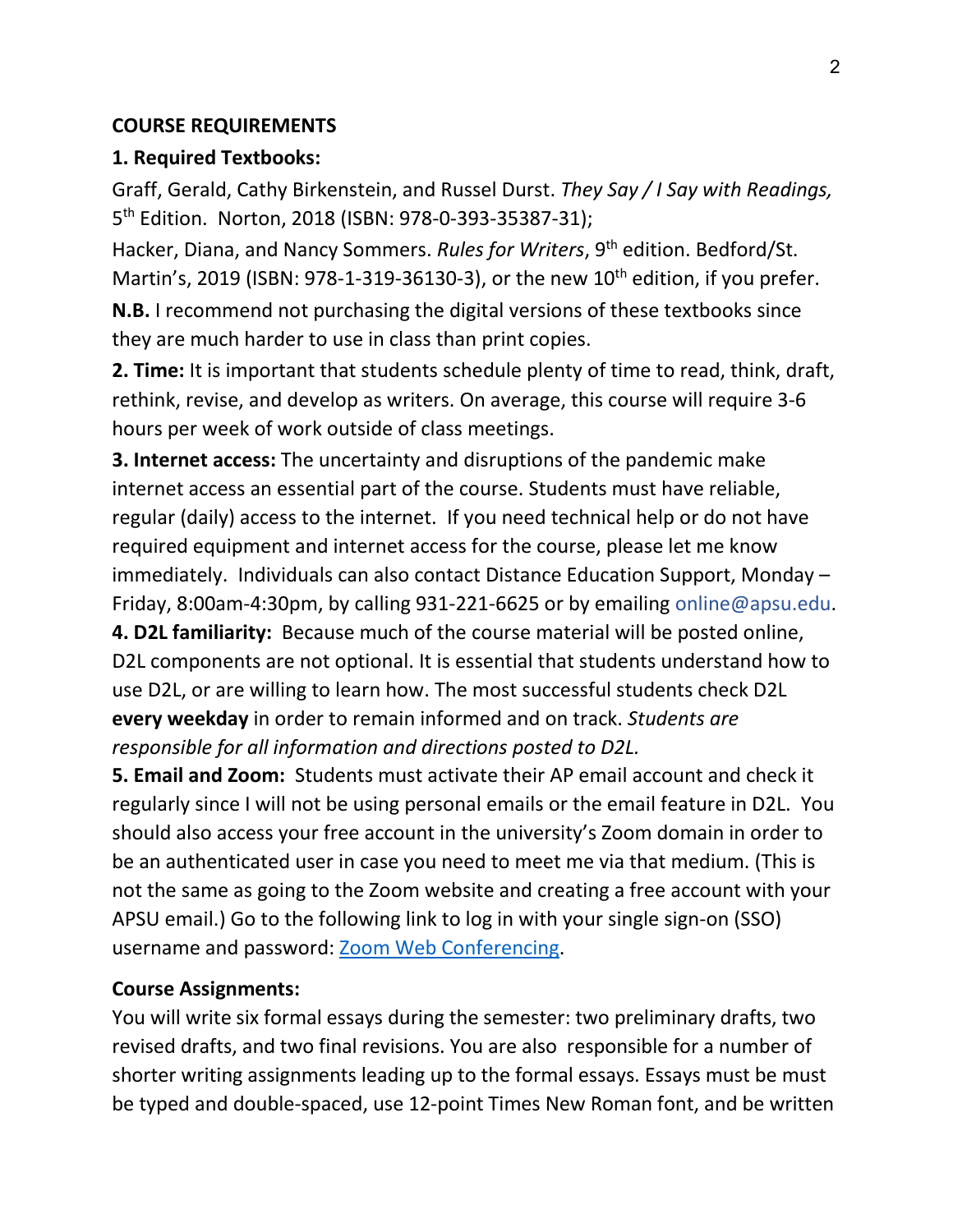**COURSE REQUIREMENTS**

**1. Required Textbooks:**

Graff, Gerald, Cathy Birkenstein, and Russel Durst. *They Say / I Say with Readings,* 5th Edition. Norton, 2018 (ISBN: 978-0-393-35387-31);

Hacker, Diana, and Nancy Sommers. *Rules for Writers*, 9th edition. Bedford/St. Martin's, 2019 (ISBN: 978-1-319-36130-3), or the new 10th edition, if you prefer.

**N.B.** I recommend not purchasing the digital versions of these textbooks since they are much harder to use in class than print copies.

**2. Time:** It is important that students schedule plenty of time to read, think, draft, rethink, revise, and develop as writers. On average, this course will require 3-6 hours per week of work outside of class meetings.

**3. Internet access:** The uncertainty and disruptions of the pandemic make internet access an essential part of the course. Students must have reliable, regular (daily) access to the internet. If you need technical help or do not have required equipment and internet access for the course, please let me know immediately. Individuals can also contact Distance Education Support, Monday – Friday, 8:00am-4:30pm, by calling 931-221-6625 or by emailing online@apsu.edu.

**4. D2L familiarity:** Because much of the course material will be posted online, D2L components are not optional. It is essential that students understand how to use D2L, or are willing to learn how. The most successful students check D2L **every weekday** in order to remain informed and on track. *Students are responsible for all information and directions posted to D2L.*

**5. Email and Zoom:** Students must activate their AP email account and check it regularly since I will not be using personal emails or the email feature in D2L. You should also access your free account in the university's Zoom domain in order to be an authenticated user in case you need to meet me via that medium. (This is not the same as going to the Zoom website and creating a free account with your APSU email.) Go to the following link to log in with your single sign-on (SSO) username and password: Zoom Web Conferencing.

**Course Assignments:**

You will write six formal essays during the semester: two preliminary drafts, two revised drafts, and two final revisions. You are also responsible for a number of shorter writing assignments leading up to the formal essays. Essays must be must be typed and double-spaced, use 12-point Times New Roman font, and be written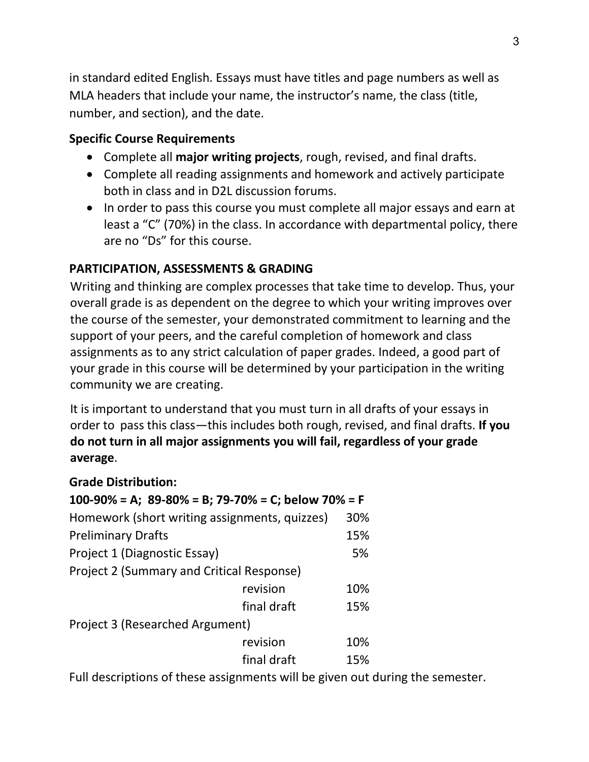in standard edited English. Essays must have titles and page numbers as well as MLA headers that include your name, the instructor's name, the class (title, number, and section), and the date.

**Specific Course Requirements**

- Complete all **major writing projects**, rough, revised, and final drafts.
- Complete all reading assignments and homework and actively participate both in class and in D2L discussion forums.
- In order to pass this course you must complete all major essays and earn at least a "C" (70%) in the class. In accordance with departmental policy, there are no "Ds" for this course.

## PARTICIPATION, ASSESSMENTS & GRADING

Writing and thinking are complex processes that take time to develop. Thus, your overall grade is as dependent on the degree to which your writing improves over the course of the semester, your demonstrated commitment to learning and the support of your peers, and the careful completion of homework and class assignments as to any strict calculation of paper grades. Indeed, a good part of your grade in this course will be determined by your participation in the writing community we are creating.

It is important to understand that you must turn in all drafts of your essays in order to pass this class—this includes both rough, revised, and final drafts. **If you do not turn in all major assignments you will fail, regardless of your grade average**.

**Grade Distribution:**

**100-90% = A; 89-80% = B; 79-70% = C; below 70% = F**

| | | |
|---|---|---|
| Homework (short writing assignments, quizzes) | | 30% |
| Preliminary Drafts | | 15% |
| Project 1 (Diagnostic Essay) | | 5% |
| Project 2 (Summary and Critical Response) | | |
| | revision | 10% |
| | final draft | 15% |
| Project 3 (Researched Argument) | | |
| | revision | 10% |
| | final draft | 15% |

Full descriptions of these assignments will be given out during the semester.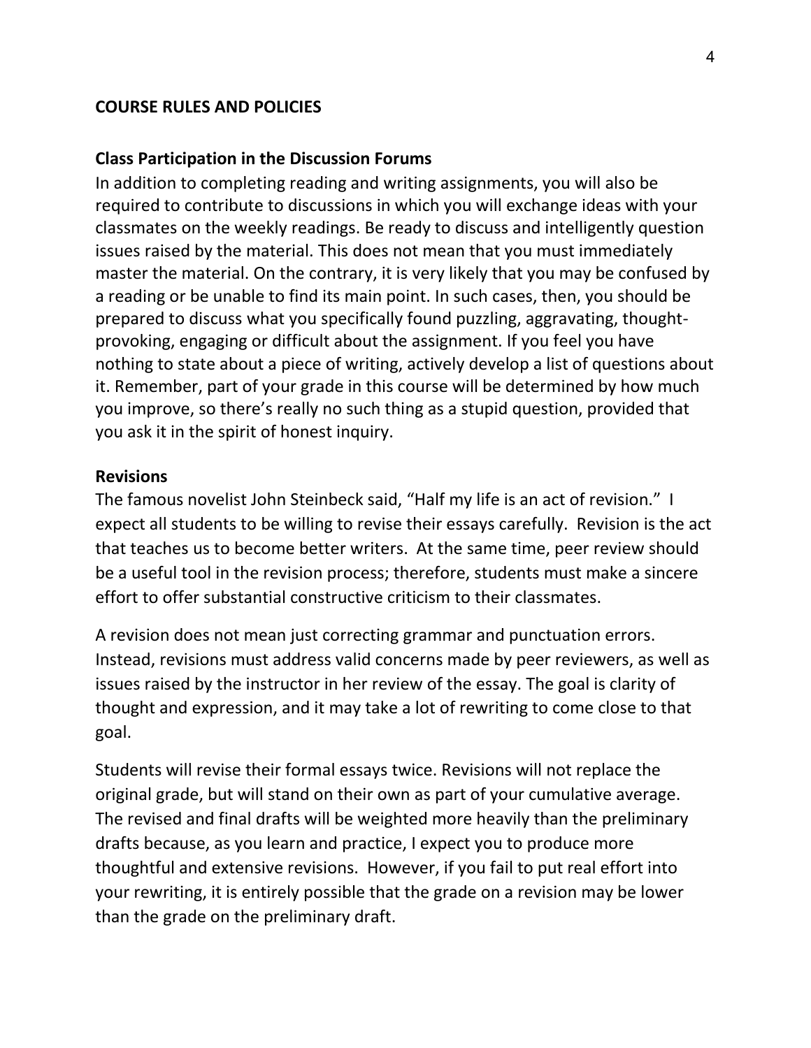## COURSE RULES AND POLICIES

### Class Participation in the Discussion Forums

In addition to completing reading and writing assignments, you will also be required to contribute to discussions in which you will exchange ideas with your classmates on the weekly readings. Be ready to discuss and intelligently question issues raised by the material. This does not mean that you must immediately master the material. On the contrary, it is very likely that you may be confused by a reading or be unable to find its main point. In such cases, then, you should be prepared to discuss what you specifically found puzzling, aggravating, thought-provoking, engaging or difficult about the assignment. If you feel you have nothing to state about a piece of writing, actively develop a list of questions about it. Remember, part of your grade in this course will be determined by how much you improve, so there's really no such thing as a stupid question, provided that you ask it in the spirit of honest inquiry.

### Revisions

The famous novelist John Steinbeck said, "Half my life is an act of revision." I expect all students to be willing to revise their essays carefully. Revision is the act that teaches us to become better writers. At the same time, peer review should be a useful tool in the revision process; therefore, students must make a sincere effort to offer substantial constructive criticism to their classmates.

A revision does not mean just correcting grammar and punctuation errors. Instead, revisions must address valid concerns made by peer reviewers, as well as issues raised by the instructor in her review of the essay. The goal is clarity of thought and expression, and it may take a lot of rewriting to come close to that goal.

Students will revise their formal essays twice. Revisions will not replace the original grade, but will stand on their own as part of your cumulative average. The revised and final drafts will be weighted more heavily than the preliminary drafts because, as you learn and practice, I expect you to produce more thoughtful and extensive revisions. However, if you fail to put real effort into your rewriting, it is entirely possible that the grade on a revision may be lower than the grade on the preliminary draft.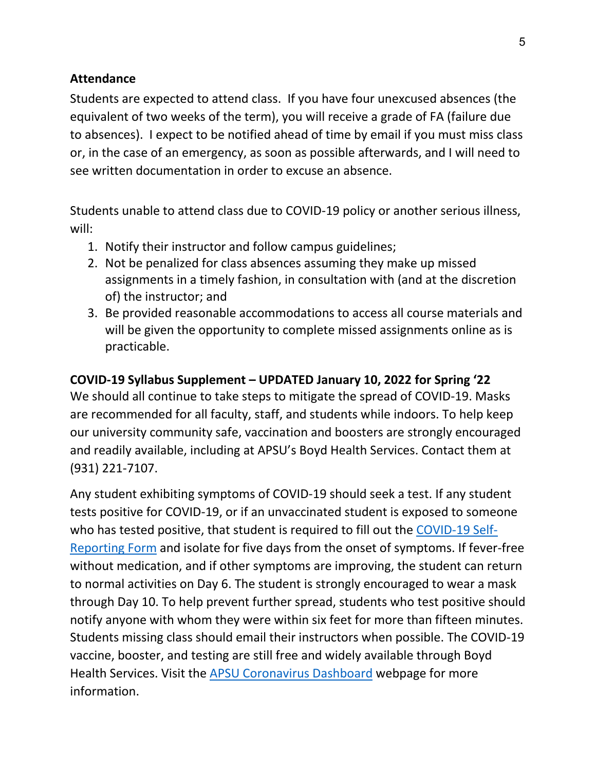**Attendance**

Students are expected to attend class. If you have four unexcused absences (the equivalent of two weeks of the term), you will receive a grade of FA (failure due to absences). I expect to be notified ahead of time by email if you must miss class or, in the case of an emergency, as soon as possible afterwards, and I will need to see written documentation in order to excuse an absence.

Students unable to attend class due to COVID-19 policy or another serious illness, will:

1. Notify their instructor and follow campus guidelines;
2. Not be penalized for class absences assuming they make up missed assignments in a timely fashion, in consultation with (and at the discretion of) the instructor; and
3. Be provided reasonable accommodations to access all course materials and will be given the opportunity to complete missed assignments online as is practicable.

**COVID-19 Syllabus Supplement – UPDATED January 10, 2022 for Spring '22**

We should all continue to take steps to mitigate the spread of COVID-19. Masks are recommended for all faculty, staff, and students while indoors. To help keep our university community safe, vaccination and boosters are strongly encouraged and readily available, including at APSU's Boyd Health Services. Contact them at (931) 221-7107.

Any student exhibiting symptoms of COVID-19 should seek a test. If any student tests positive for COVID-19, or if an unvaccinated student is exposed to someone who has tested positive, that student is required to fill out the COVID-19 Self-Reporting Form and isolate for five days from the onset of symptoms. If fever-free without medication, and if other symptoms are improving, the student can return to normal activities on Day 6. The student is strongly encouraged to wear a mask through Day 10. To help prevent further spread, students who test positive should notify anyone with whom they were within six feet for more than fifteen minutes. Students missing class should email their instructors when possible. The COVID-19 vaccine, booster, and testing are still free and widely available through Boyd Health Services. Visit the APSU Coronavirus Dashboard webpage for more information.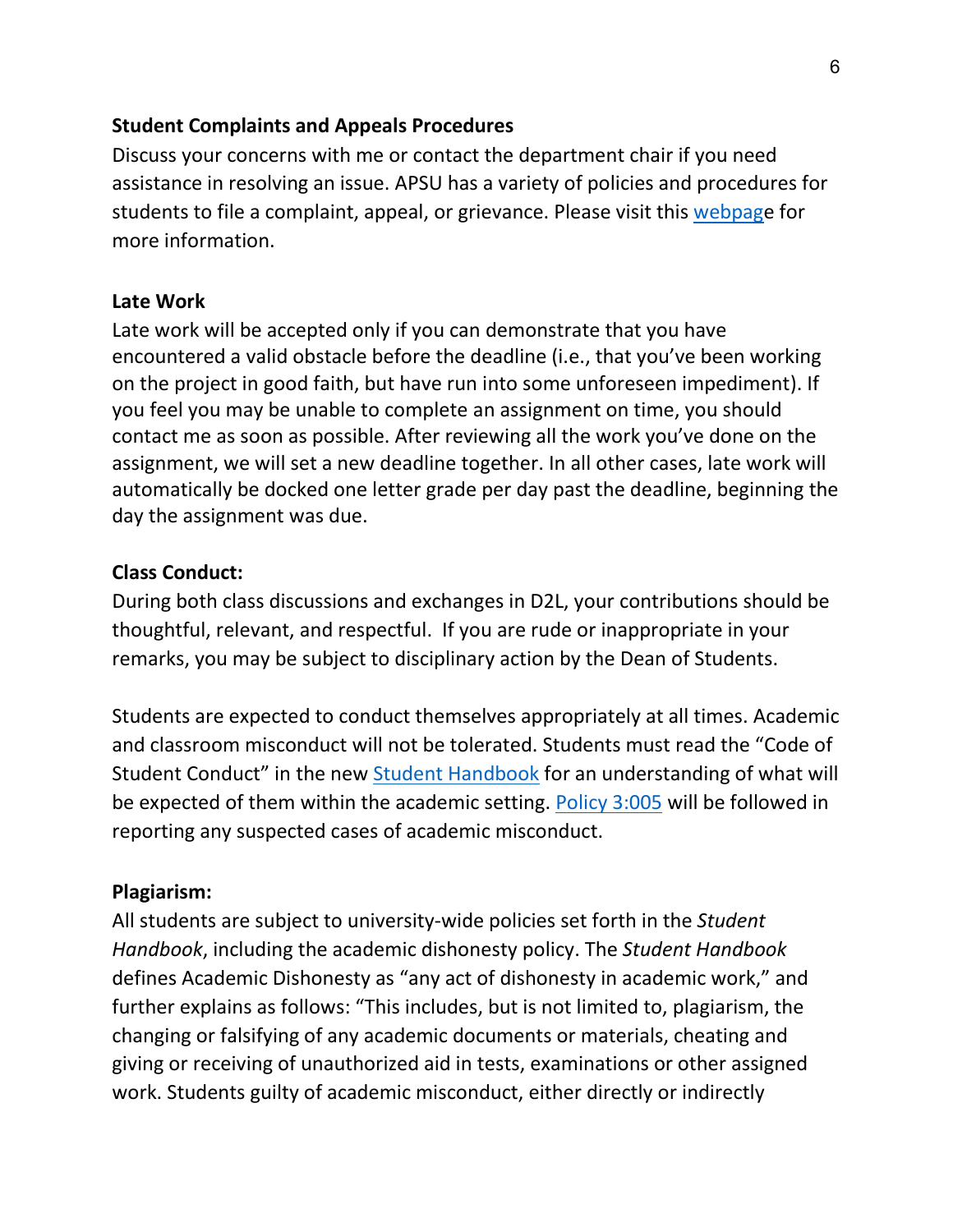**Student Complaints and Appeals Procedures**

Discuss your concerns with me or contact the department chair if you need assistance in resolving an issue. APSU has a variety of policies and procedures for students to file a complaint, appeal, or grievance. Please visit this webpage for more information.

**Late Work**

Late work will be accepted only if you can demonstrate that you have encountered a valid obstacle before the deadline (i.e., that you've been working on the project in good faith, but have run into some unforeseen impediment). If you feel you may be unable to complete an assignment on time, you should contact me as soon as possible. After reviewing all the work you've done on the assignment, we will set a new deadline together. In all other cases, late work will automatically be docked one letter grade per day past the deadline, beginning the day the assignment was due.

**Class Conduct:**

During both class discussions and exchanges in D2L, your contributions should be thoughtful, relevant, and respectful. If you are rude or inappropriate in your remarks, you may be subject to disciplinary action by the Dean of Students.

Students are expected to conduct themselves appropriately at all times. Academic and classroom misconduct will not be tolerated. Students must read the "Code of Student Conduct" in the new Student Handbook for an understanding of what will be expected of them within the academic setting. Policy 3:005 will be followed in reporting any suspected cases of academic misconduct.

**Plagiarism:**

All students are subject to university-wide policies set forth in the *Student Handbook*, including the academic dishonesty policy. The *Student Handbook* defines Academic Dishonesty as "any act of dishonesty in academic work," and further explains as follows: "This includes, but is not limited to, plagiarism, the changing or falsifying of any academic documents or materials, cheating and giving or receiving of unauthorized aid in tests, examinations or other assigned work. Students guilty of academic misconduct, either directly or indirectly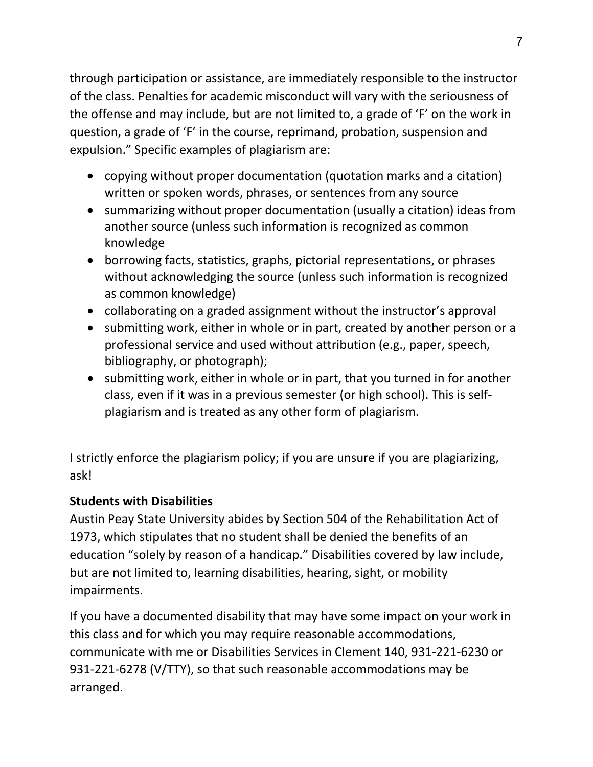through participation or assistance, are immediately responsible to the instructor of the class. Penalties for academic misconduct will vary with the seriousness of the offense and may include, but are not limited to, a grade of 'F' on the work in question, a grade of 'F' in the course, reprimand, probation, suspension and expulsion." Specific examples of plagiarism are:

- copying without proper documentation (quotation marks and a citation) written or spoken words, phrases, or sentences from any source
- summarizing without proper documentation (usually a citation) ideas from another source (unless such information is recognized as common knowledge
- borrowing facts, statistics, graphs, pictorial representations, or phrases without acknowledging the source (unless such information is recognized as common knowledge)
- collaborating on a graded assignment without the instructor's approval
- submitting work, either in whole or in part, created by another person or a professional service and used without attribution (e.g., paper, speech, bibliography, or photograph);
- submitting work, either in whole or in part, that you turned in for another class, even if it was in a previous semester (or high school). This is self-plagiarism and is treated as any other form of plagiarism.

I strictly enforce the plagiarism policy; if you are unsure if you are plagiarizing, ask!

**Students with Disabilities**

Austin Peay State University abides by Section 504 of the Rehabilitation Act of 1973, which stipulates that no student shall be denied the benefits of an education "solely by reason of a handicap." Disabilities covered by law include, but are not limited to, learning disabilities, hearing, sight, or mobility impairments.

If you have a documented disability that may have some impact on your work in this class and for which you may require reasonable accommodations, communicate with me or Disabilities Services in Clement 140, 931-221-6230 or 931-221-6278 (V/TTY), so that such reasonable accommodations may be arranged.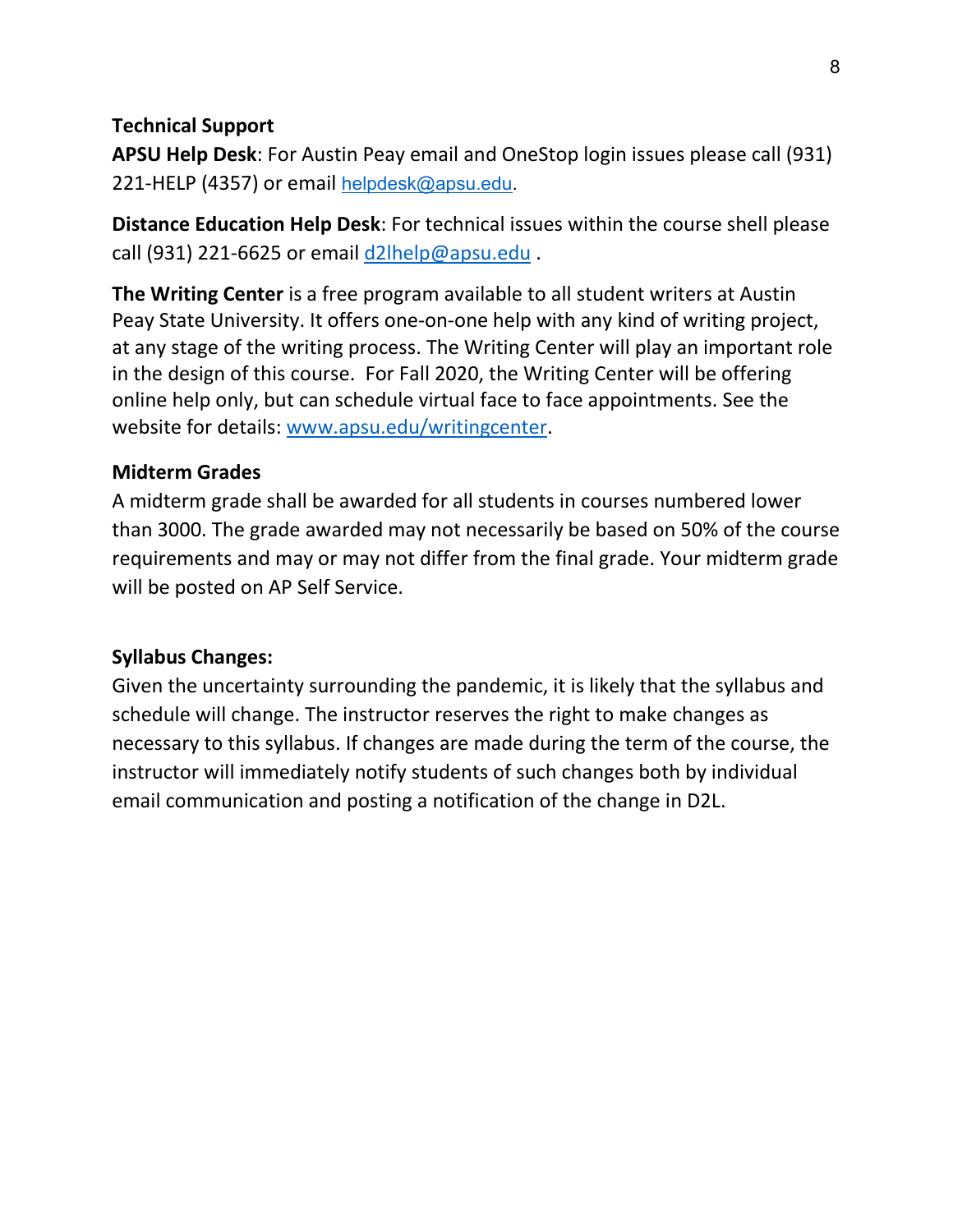**Technical Support**

**APSU Help Desk**: For Austin Peay email and OneStop login issues please call (931) 221-HELP (4357) or email helpdesk@apsu.edu.

**Distance Education Help Desk**: For technical issues within the course shell please call (931) 221-6625 or email d2lhelp@apsu.edu .

**The Writing Center** is a free program available to all student writers at Austin Peay State University. It offers one-on-one help with any kind of writing project, at any stage of the writing process. The Writing Center will play an important role in the design of this course. For Fall 2020, the Writing Center will be offering online help only, but can schedule virtual face to face appointments. See the website for details: www.apsu.edu/writingcenter.

**Midterm Grades**

A midterm grade shall be awarded for all students in courses numbered lower than 3000. The grade awarded may not necessarily be based on 50% of the course requirements and may or may not differ from the final grade. Your midterm grade will be posted on AP Self Service.

**Syllabus Changes:**

Given the uncertainty surrounding the pandemic, it is likely that the syllabus and schedule will change. The instructor reserves the right to make changes as necessary to this syllabus. If changes are made during the term of the course, the instructor will immediately notify students of such changes both by individual email communication and posting a notification of the change in D2L.